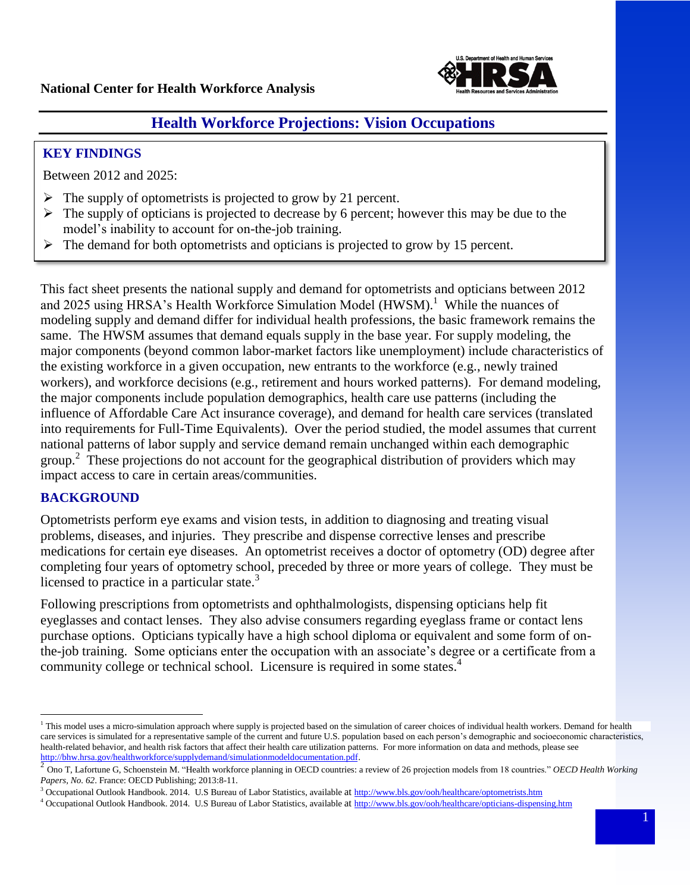National Center for Health Workforce Analysis

# Health Workforce Projections: Vision Occupations

## KEY FINDINGS

Between 2012 and 2025:

- The supply of optometrists is projected to grow by 21 percent.
- The supply of opticians is projected to decrease by 6 percent; however this may be due to the model's inability to account for on-the-job training.
- The demand for both optometrists and opticians is projected to grow by 15 percent.

This fact sheet presents the national supply and demand for optometrists and opticians between 2012 and 2025 using HRSA's Health Workforce Simulation Model (HWSM).[1] While the nuances of modeling supply and demand differ for individual health professions, the basic framework remains the same. The HWSM assumes that demand equals supply in the base year. For supply modeling, the major components (beyond common labor-market factors like unemployment) include characteristics of the existing workforce in a given occupation, new entrants to the workforce (e.g., newly trained workers), and workforce decisions (e.g., retirement and hours worked patterns). For demand modeling, the major components include population demographics, health care use patterns (including the influence of Affordable Care Act insurance coverage), and demand for health care services (translated into requirements for Full-Time Equivalents). Over the period studied, the model assumes that current national patterns of labor supply and service demand remain unchanged within each demographic group.[2] These projections do not account for the geographical distribution of providers which may impact access to care in certain areas/communities.

## BACKGROUND

Optometrists perform eye exams and vision tests, in addition to diagnosing and treating visual problems, diseases, and injuries. They prescribe and dispense corrective lenses and prescribe medications for certain eye diseases. An optometrist receives a doctor of optometry (OD) degree after completing four years of optometry school, preceded by three or more years of college. They must be licensed to practice in a particular state.[3]

Following prescriptions from optometrists and ophthalmologists, dispensing opticians help fit eyeglasses and contact lenses. They also advise consumers regarding eyeglass frame or contact lens purchase options. Opticians typically have a high school diploma or equivalent and some form of on-the-job training. Some opticians enter the occupation with an associate's degree or a certificate from a community college or technical school. Licensure is required in some states.[4]

---

[1] This model uses a micro-simulation approach where supply is projected based on the simulation of career choices of individual health workers. Demand for health care services is simulated for a representative sample of the current and future U.S. population based on each person's demographic and socioeconomic characteristics, health-related behavior, and health risk factors that affect their health care utilization patterns. For more information on data and methods, please see http://bhw.hrsa.gov/healthworkforce/supplydemand/simulationmodeldocumentation.pdf.

[2] Ono T, Lafortune G, Schoenstein M. "Health workforce planning in OECD countries: a review of 26 projection models from 18 countries." *OECD Health Working Papers, No. 62*. France: OECD Publishing; 2013:8-11.

[3] Occupational Outlook Handbook. 2014. U.S Bureau of Labor Statistics, available at http://www.bls.gov/ooh/healthcare/optometrists.htm

[4] Occupational Outlook Handbook. 2014. U.S Bureau of Labor Statistics, available at http://www.bls.gov/ooh/healthcare/opticians-dispensing.htm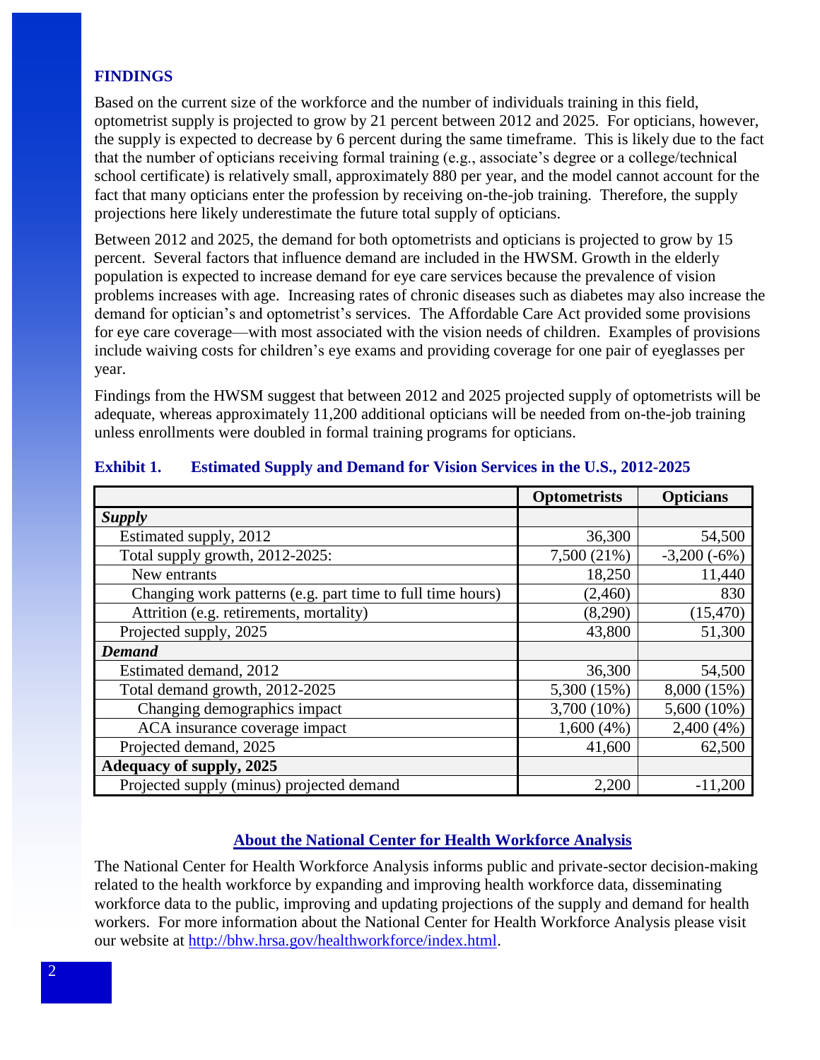## FINDINGS

Based on the current size of the workforce and the number of individuals training in this field, optometrist supply is projected to grow by 21 percent between 2012 and 2025. For opticians, however, the supply is expected to decrease by 6 percent during the same timeframe. This is likely due to the fact that the number of opticians receiving formal training (e.g., associate's degree or a college/technical school certificate) is relatively small, approximately 880 per year, and the model cannot account for the fact that many opticians enter the profession by receiving on-the-job training. Therefore, the supply projections here likely underestimate the future total supply of opticians.

Between 2012 and 2025, the demand for both optometrists and opticians is projected to grow by 15 percent. Several factors that influence demand are included in the HWSM. Growth in the elderly population is expected to increase demand for eye care services because the prevalence of vision problems increases with age. Increasing rates of chronic diseases such as diabetes may also increase the demand for optician's and optometrist's services. The Affordable Care Act provided some provisions for eye care coverage—with most associated with the vision needs of children. Examples of provisions include waiving costs for children's eye exams and providing coverage for one pair of eyeglasses per year.

Findings from the HWSM suggest that between 2012 and 2025 projected supply of optometrists will be adequate, whereas approximately 11,200 additional opticians will be needed from on-the-job training unless enrollments were doubled in formal training programs for opticians.

### Exhibit 1. Estimated Supply and Demand for Vision Services in the U.S., 2012-2025

| | Optometrists | Opticians |
|---|---|---|
| ***Supply*** | | |
| Estimated supply, 2012 | 36,300 | 54,500 |
| Total supply growth, 2012-2025: | 7,500 (21%) | -3,200 (-6%) |
| New entrants | 18,250 | 11,440 |
| Changing work patterns (e.g. part time to full time hours) | (2,460) | 830 |
| Attrition (e.g. retirements, mortality) | (8,290) | (15,470) |
| Projected supply, 2025 | 43,800 | 51,300 |
| ***Demand*** | | |
| Estimated demand, 2012 | 36,300 | 54,500 |
| Total demand growth, 2012-2025 | 5,300 (15%) | 8,000 (15%) |
| Changing demographics impact | 3,700 (10%) | 5,600 (10%) |
| ACA insurance coverage impact | 1,600 (4%) | 2,400 (4%) |
| Projected demand, 2025 | 41,600 | 62,500 |
| **Adequacy of supply, 2025** | | |
| Projected supply (minus) projected demand | 2,200 | -11,200 |

### About the National Center for Health Workforce Analysis

The National Center for Health Workforce Analysis informs public and private-sector decision-making related to the health workforce by expanding and improving health workforce data, disseminating workforce data to the public, improving and updating projections of the supply and demand for health workers. For more information about the National Center for Health Workforce Analysis please visit our website at http://bhw.hrsa.gov/healthworkforce/index.html.